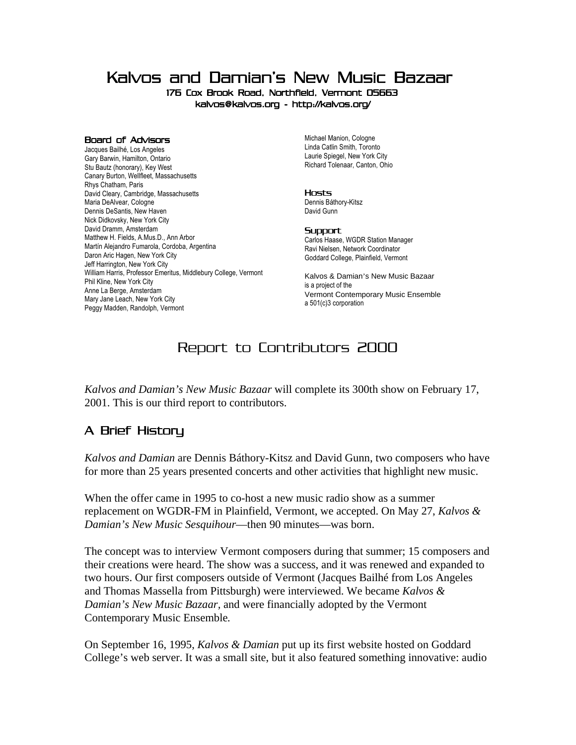# Kalvos and Damian's New Music Bazaar

176 Cox Brook Road, Northfield, Vermont 05663
kalvos@kalvos.org - http://kalvos.org/

### Board of Advisors

Jacques Bailhé, Los Angeles
Gary Barwin, Hamilton, Ontario
Stu Bautz (honorary), Key West
Canary Burton, Wellfleet, Massachusetts
Rhys Chatham, Paris
David Cleary, Cambridge, Massachusetts
Maria DeAlvear, Cologne
Dennis DeSantis, New Haven
Nick Didkovsky, New York City
David Dramm, Amsterdam
Matthew H. Fields, A.Mus.D., Ann Arbor
Martín Alejandro Fumarola, Cordoba, Argentina
Daron Aric Hagen, New York City
Jeff Harrington, New York City
William Harris, Professor Emeritus, Middlebury College, Vermont
Phil Kline, New York City
Anne La Berge, Amsterdam
Mary Jane Leach, New York City
Peggy Madden, Randolph, Vermont
Michael Manion, Cologne
Linda Catlin Smith, Toronto
Laurie Spiegel, New York City
Richard Tolenaar, Canton, Ohio

### Hosts

Dennis Báthory-Kitsz
David Gunn

### Support

Carlos Haase, WGDR Station Manager
Ravi Nielsen, Network Coordinator
Goddard College, Plainfield, Vermont

Kalvos & Damian's New Music Bazaar
is a project of the
Vermont Contemporary Music Ensemble
a 501(c)3 corporation

## Report to Contributors 2000

*Kalvos and Damian's New Music Bazaar* will complete its 300th show on February 17, 2001. This is our third report to contributors.

## A Brief History

*Kalvos and Damian* are Dennis Báthory-Kitsz and David Gunn, two composers who have for more than 25 years presented concerts and other activities that highlight new music.

When the offer came in 1995 to co-host a new music radio show as a summer replacement on WGDR-FM in Plainfield, Vermont, we accepted. On May 27, *Kalvos & Damian's New Music Sesquihour*—then 90 minutes—was born.

The concept was to interview Vermont composers during that summer; 15 composers and their creations were heard. The show was a success, and it was renewed and expanded to two hours. Our first composers outside of Vermont (Jacques Bailhé from Los Angeles and Thomas Massella from Pittsburgh) were interviewed. We became *Kalvos & Damian's New Music Bazaar,* and were financially adopted by the Vermont Contemporary Music Ensemble.

On September 16, 1995, *Kalvos & Damian* put up its first website hosted on Goddard College's web server. It was a small site, but it also featured something innovative: audio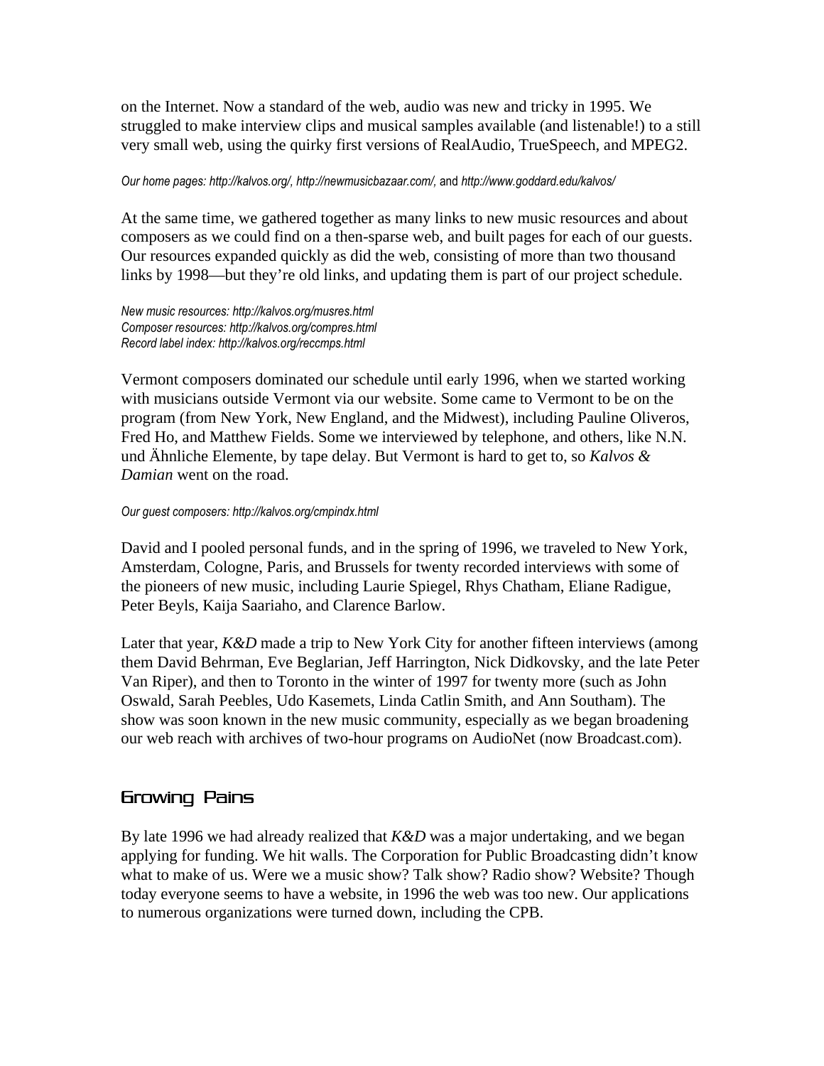on the Internet. Now a standard of the web, audio was new and tricky in 1995. We struggled to make interview clips and musical samples available (and listenable!) to a still very small web, using the quirky first versions of RealAudio, TrueSpeech, and MPEG2.

*Our home pages: http://kalvos.org/, http://newmusicbazaar.com/,* and *http://www.goddard.edu/kalvos/*

At the same time, we gathered together as many links to new music resources and about composers as we could find on a then-sparse web, and built pages for each of our guests. Our resources expanded quickly as did the web, consisting of more than two thousand links by 1998—but they're old links, and updating them is part of our project schedule.

*New music resources: http://kalvos.org/musres.html*
*Composer resources: http://kalvos.org/compres.html*
*Record label index: http://kalvos.org/reccmps.html*

Vermont composers dominated our schedule until early 1996, when we started working with musicians outside Vermont via our website. Some came to Vermont to be on the program (from New York, New England, and the Midwest), including Pauline Oliveros, Fred Ho, and Matthew Fields. Some we interviewed by telephone, and others, like N.N. und Ähnliche Elemente, by tape delay. But Vermont is hard to get to, so *Kalvos & Damian* went on the road.

*Our guest composers: http://kalvos.org/cmpindx.html*

David and I pooled personal funds, and in the spring of 1996, we traveled to New York, Amsterdam, Cologne, Paris, and Brussels for twenty recorded interviews with some of the pioneers of new music, including Laurie Spiegel, Rhys Chatham, Eliane Radigue, Peter Beyls, Kaija Saariaho, and Clarence Barlow.

Later that year, *K&D* made a trip to New York City for another fifteen interviews (among them David Behrman, Eve Beglarian, Jeff Harrington, Nick Didkovsky, and the late Peter Van Riper), and then to Toronto in the winter of 1997 for twenty more (such as John Oswald, Sarah Peebles, Udo Kasemets, Linda Catlin Smith, and Ann Southam). The show was soon known in the new music community, especially as we began broadening our web reach with archives of two-hour programs on AudioNet (now Broadcast.com).

## Growing Pains

By late 1996 we had already realized that *K&D* was a major undertaking, and we began applying for funding. We hit walls. The Corporation for Public Broadcasting didn't know what to make of us. Were we a music show? Talk show? Radio show? Website? Though today everyone seems to have a website, in 1996 the web was too new. Our applications to numerous organizations were turned down, including the CPB.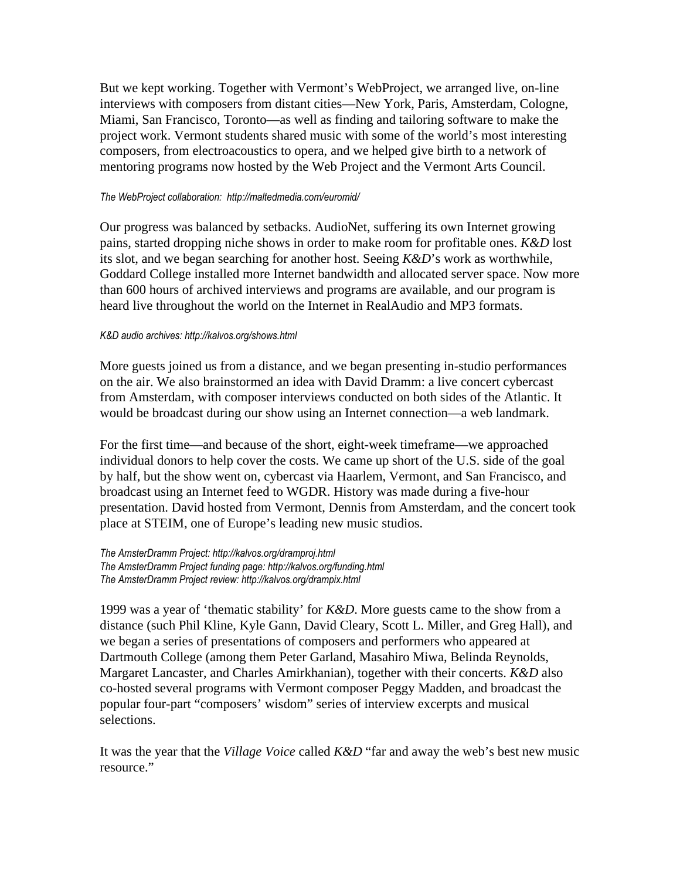But we kept working. Together with Vermont's WebProject, we arranged live, on-line interviews with composers from distant cities—New York, Paris, Amsterdam, Cologne, Miami, San Francisco, Toronto—as well as finding and tailoring software to make the project work. Vermont students shared music with some of the world's most interesting composers, from electroacoustics to opera, and we helped give birth to a network of mentoring programs now hosted by the Web Project and the Vermont Arts Council.

*The WebProject collaboration: http://maltedmedia.com/euromid/*

Our progress was balanced by setbacks. AudioNet, suffering its own Internet growing pains, started dropping niche shows in order to make room for profitable ones. *K&D* lost its slot, and we began searching for another host. Seeing *K&D*'s work as worthwhile, Goddard College installed more Internet bandwidth and allocated server space. Now more than 600 hours of archived interviews and programs are available, and our program is heard live throughout the world on the Internet in RealAudio and MP3 formats.

*K&D audio archives: http://kalvos.org/shows.html*

More guests joined us from a distance, and we began presenting in-studio performances on the air. We also brainstormed an idea with David Dramm: a live concert cybercast from Amsterdam, with composer interviews conducted on both sides of the Atlantic. It would be broadcast during our show using an Internet connection—a web landmark.

For the first time—and because of the short, eight-week timeframe—we approached individual donors to help cover the costs. We came up short of the U.S. side of the goal by half, but the show went on, cybercast via Haarlem, Vermont, and San Francisco, and broadcast using an Internet feed to WGDR. History was made during a five-hour presentation. David hosted from Vermont, Dennis from Amsterdam, and the concert took place at STEIM, one of Europe's leading new music studios.

*The AmsterDramm Project: http://kalvos.org/dramproj.html*
*The AmsterDramm Project funding page: http://kalvos.org/funding.html*
*The AmsterDramm Project review: http://kalvos.org/drampix.html*

1999 was a year of 'thematic stability' for *K&D*. More guests came to the show from a distance (such Phil Kline, Kyle Gann, David Cleary, Scott L. Miller, and Greg Hall), and we began a series of presentations of composers and performers who appeared at Dartmouth College (among them Peter Garland, Masahiro Miwa, Belinda Reynolds, Margaret Lancaster, and Charles Amirkhanian), together with their concerts. *K&D* also co-hosted several programs with Vermont composer Peggy Madden, and broadcast the popular four-part "composers' wisdom" series of interview excerpts and musical selections.

It was the year that the *Village Voice* called *K&D* "far and away the web's best new music resource."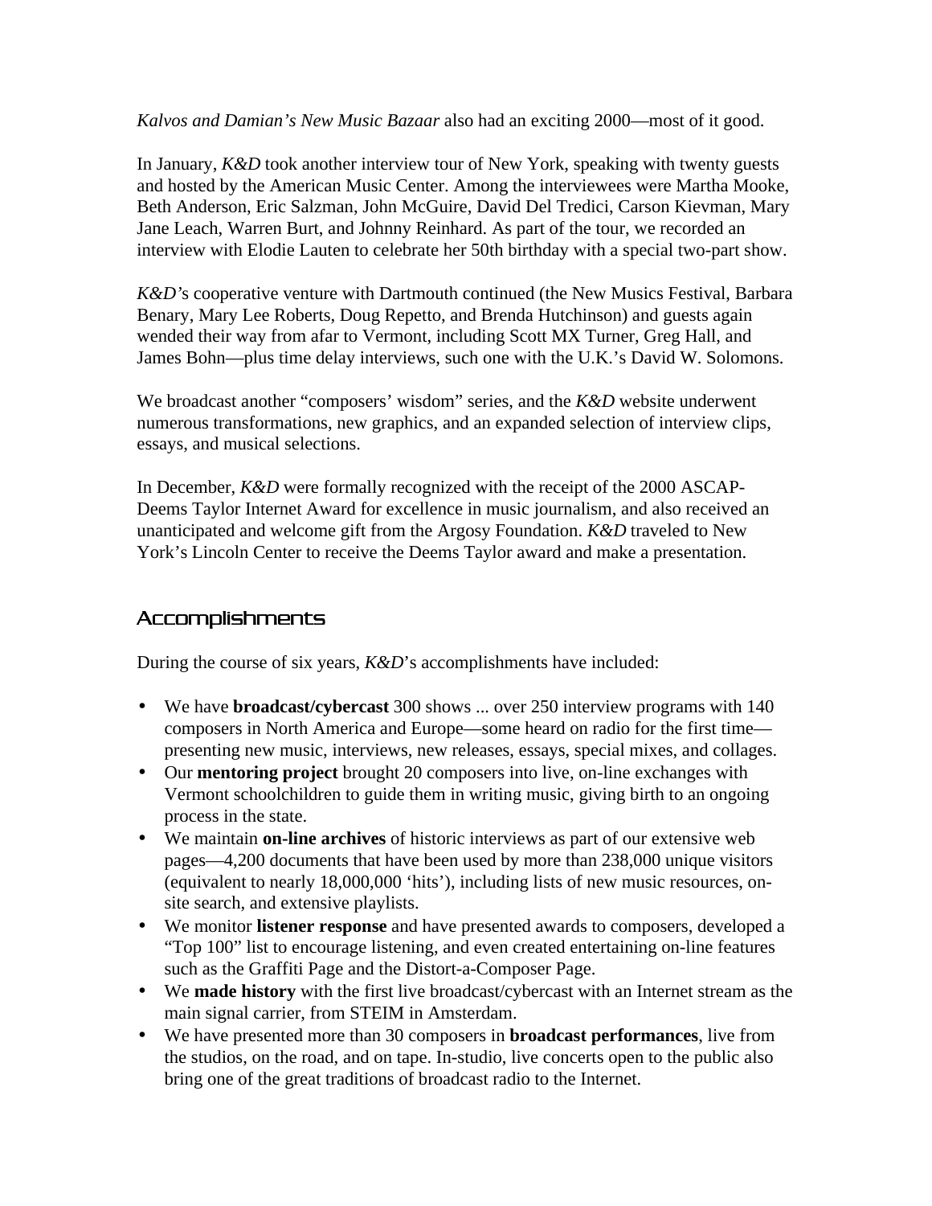*Kalvos and Damian's New Music Bazaar* also had an exciting 2000—most of it good.

In January, *K&D* took another interview tour of New York, speaking with twenty guests and hosted by the American Music Center. Among the interviewees were Martha Mooke, Beth Anderson, Eric Salzman, John McGuire, David Del Tredici, Carson Kievman, Mary Jane Leach, Warren Burt, and Johnny Reinhard. As part of the tour, we recorded an interview with Elodie Lauten to celebrate her 50th birthday with a special two-part show.

*K&D*'s cooperative venture with Dartmouth continued (the New Musics Festival, Barbara Benary, Mary Lee Roberts, Doug Repetto, and Brenda Hutchinson) and guests again wended their way from afar to Vermont, including Scott MX Turner, Greg Hall, and James Bohn—plus time delay interviews, such one with the U.K.'s David W. Solomons.

We broadcast another "composers' wisdom" series, and the *K&D* website underwent numerous transformations, new graphics, and an expanded selection of interview clips, essays, and musical selections.

In December, *K&D* were formally recognized with the receipt of the 2000 ASCAP-Deems Taylor Internet Award for excellence in music journalism, and also received an unanticipated and welcome gift from the Argosy Foundation. *K&D* traveled to New York's Lincoln Center to receive the Deems Taylor award and make a presentation.

## Accomplishments

During the course of six years, *K&D*'s accomplishments have included:

- We have **broadcast/cybercast** 300 shows ... over 250 interview programs with 140 composers in North America and Europe—some heard on radio for the first time—presenting new music, interviews, new releases, essays, special mixes, and collages.
- Our **mentoring project** brought 20 composers into live, on-line exchanges with Vermont schoolchildren to guide them in writing music, giving birth to an ongoing process in the state.
- We maintain **on-line archives** of historic interviews as part of our extensive web pages—4,200 documents that have been used by more than 238,000 unique visitors (equivalent to nearly 18,000,000 'hits'), including lists of new music resources, on-site search, and extensive playlists.
- We monitor **listener response** and have presented awards to composers, developed a "Top 100" list to encourage listening, and even created entertaining on-line features such as the Graffiti Page and the Distort-a-Composer Page.
- We **made history** with the first live broadcast/cybercast with an Internet stream as the main signal carrier, from STEIM in Amsterdam.
- We have presented more than 30 composers in **broadcast performances**, live from the studios, on the road, and on tape. In-studio, live concerts open to the public also bring one of the great traditions of broadcast radio to the Internet.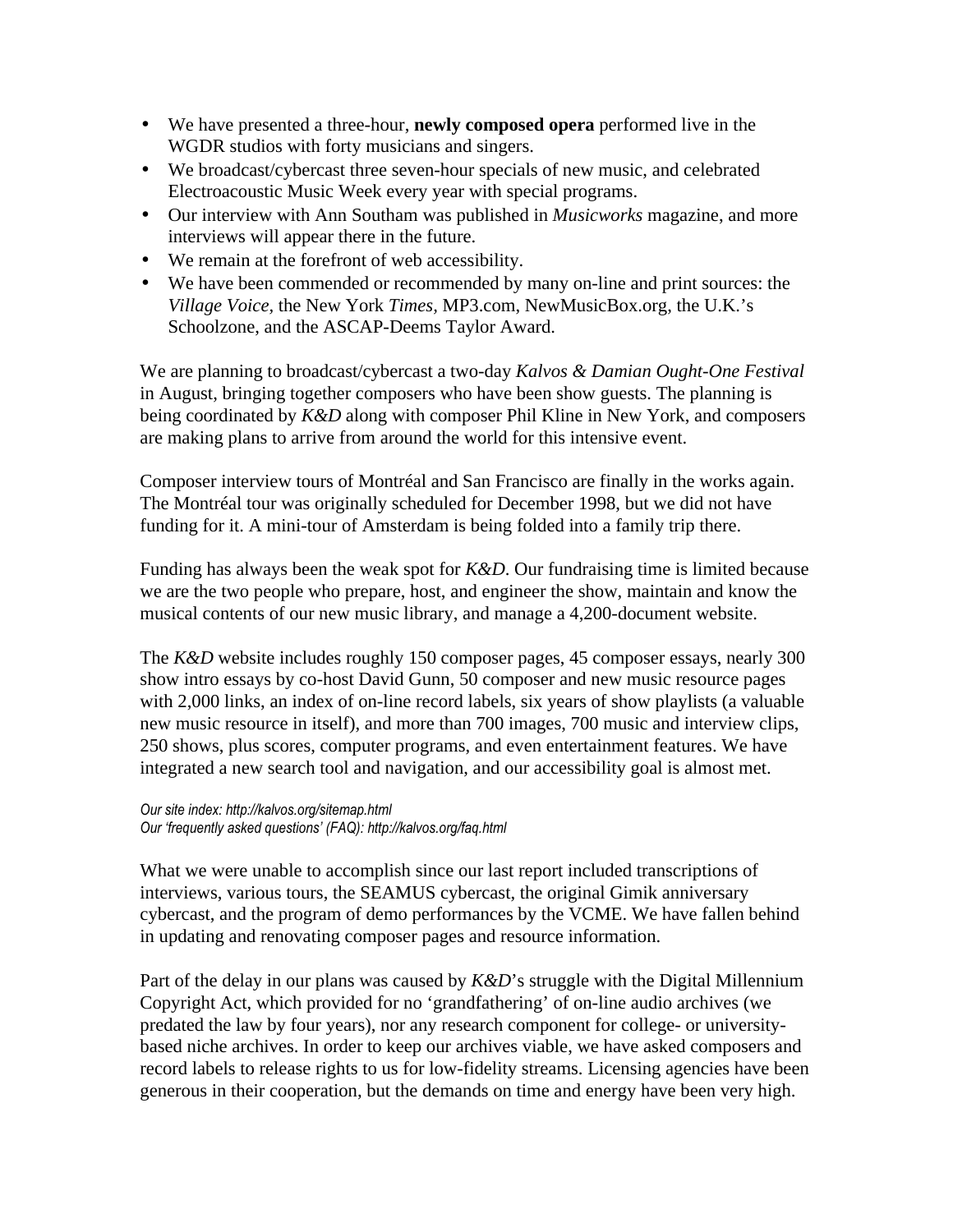- We have presented a three-hour, **newly composed opera** performed live in the WGDR studios with forty musicians and singers.
- We broadcast/cybercast three seven-hour specials of new music, and celebrated Electroacoustic Music Week every year with special programs.
- Our interview with Ann Southam was published in *Musicworks* magazine, and more interviews will appear there in the future.
- We remain at the forefront of web accessibility.
- We have been commended or recommended by many on-line and print sources: the *Village Voice*, the New York *Times*, MP3.com, NewMusicBox.org, the U.K.'s Schoolzone, and the ASCAP-Deems Taylor Award.

We are planning to broadcast/cybercast a two-day *Kalvos & Damian Ought-One Festival* in August, bringing together composers who have been show guests. The planning is being coordinated by *K&D* along with composer Phil Kline in New York, and composers are making plans to arrive from around the world for this intensive event.

Composer interview tours of Montréal and San Francisco are finally in the works again. The Montréal tour was originally scheduled for December 1998, but we did not have funding for it. A mini-tour of Amsterdam is being folded into a family trip there.

Funding has always been the weak spot for *K&D*. Our fundraising time is limited because we are the two people who prepare, host, and engineer the show, maintain and know the musical contents of our new music library, and manage a 4,200-document website.

The *K&D* website includes roughly 150 composer pages, 45 composer essays, nearly 300 show intro essays by co-host David Gunn, 50 composer and new music resource pages with 2,000 links, an index of on-line record labels, six years of show playlists (a valuable new music resource in itself), and more than 700 images, 700 music and interview clips, 250 shows, plus scores, computer programs, and even entertainment features. We have integrated a new search tool and navigation, and our accessibility goal is almost met.

*Our site index: http://kalvos.org/sitemap.html*
*Our 'frequently asked questions' (FAQ): http://kalvos.org/faq.html*

What we were unable to accomplish since our last report included transcriptions of interviews, various tours, the SEAMUS cybercast, the original Gimik anniversary cybercast, and the program of demo performances by the VCME. We have fallen behind in updating and renovating composer pages and resource information.

Part of the delay in our plans was caused by *K&D*'s struggle with the Digital Millennium Copyright Act, which provided for no 'grandfathering' of on-line audio archives (we predated the law by four years), nor any research component for college- or university-based niche archives. In order to keep our archives viable, we have asked composers and record labels to release rights to us for low-fidelity streams. Licensing agencies have been generous in their cooperation, but the demands on time and energy have been very high.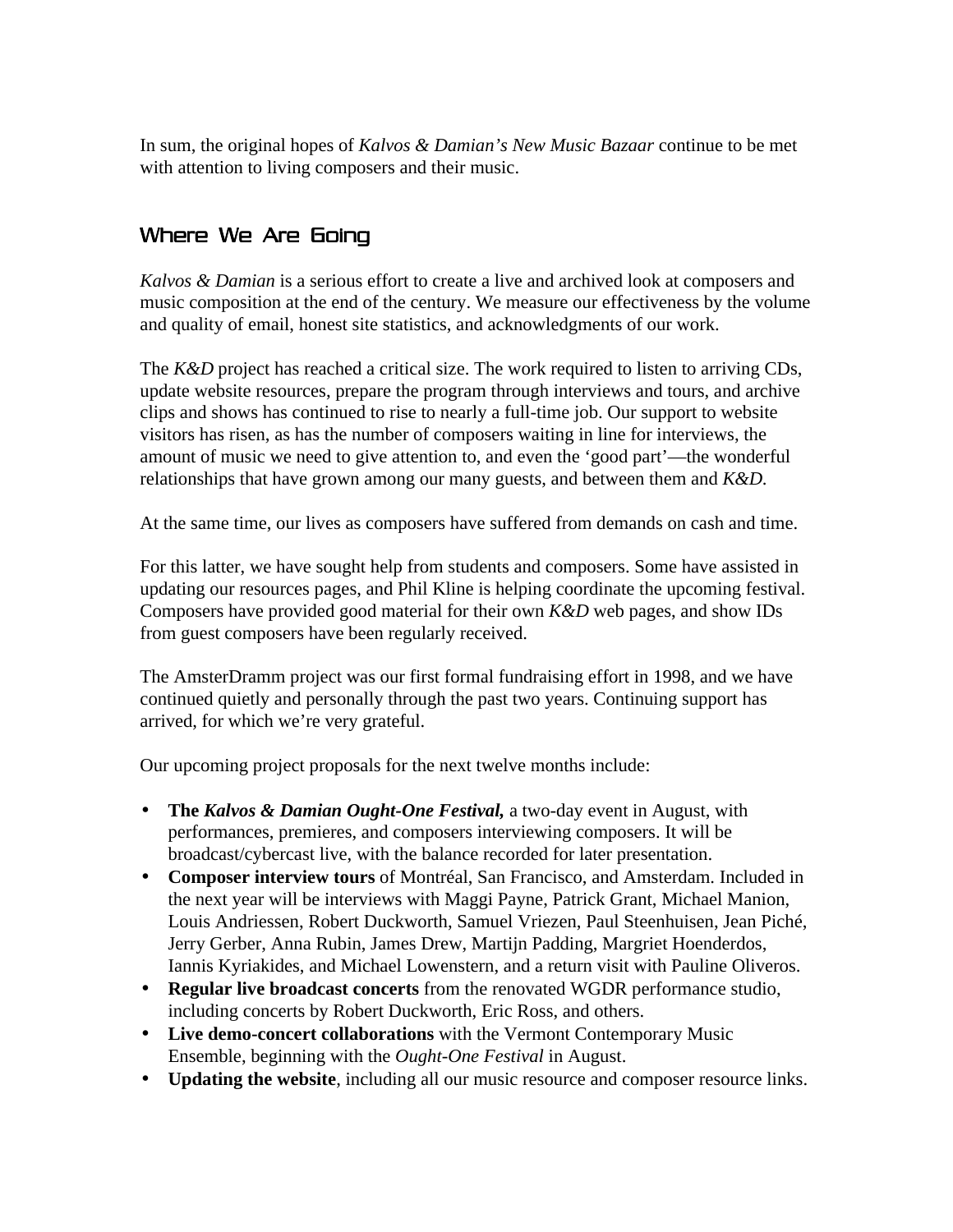In sum, the original hopes of *Kalvos & Damian's New Music Bazaar* continue to be met with attention to living composers and their music.

## Where We Are Going

*Kalvos & Damian* is a serious effort to create a live and archived look at composers and music composition at the end of the century. We measure our effectiveness by the volume and quality of email, honest site statistics, and acknowledgments of our work.

The *K&D* project has reached a critical size. The work required to listen to arriving CDs, update website resources, prepare the program through interviews and tours, and archive clips and shows has continued to rise to nearly a full-time job. Our support to website visitors has risen, as has the number of composers waiting in line for interviews, the amount of music we need to give attention to, and even the 'good part'—the wonderful relationships that have grown among our many guests, and between them and *K&D.*

At the same time, our lives as composers have suffered from demands on cash and time.

For this latter, we have sought help from students and composers. Some have assisted in updating our resources pages, and Phil Kline is helping coordinate the upcoming festival. Composers have provided good material for their own *K&D* web pages, and show IDs from guest composers have been regularly received.

The AmsterDramm project was our first formal fundraising effort in 1998, and we have continued quietly and personally through the past two years. Continuing support has arrived, for which we're very grateful.

Our upcoming project proposals for the next twelve months include:

- **The *Kalvos & Damian Ought-One Festival,*** a two-day event in August, with performances, premieres, and composers interviewing composers. It will be broadcast/cybercast live, with the balance recorded for later presentation.
- **Composer interview tours** of Montréal, San Francisco, and Amsterdam. Included in the next year will be interviews with Maggi Payne, Patrick Grant, Michael Manion, Louis Andriessen, Robert Duckworth, Samuel Vriezen, Paul Steenhuisen, Jean Piché, Jerry Gerber, Anna Rubin, James Drew, Martijn Padding, Margriet Hoenderdos, Iannis Kyriakides, and Michael Lowenstern, and a return visit with Pauline Oliveros.
- **Regular live broadcast concerts** from the renovated WGDR performance studio, including concerts by Robert Duckworth, Eric Ross, and others.
- **Live demo-concert collaborations** with the Vermont Contemporary Music Ensemble, beginning with the *Ought-One Festival* in August.
- **Updating the website**, including all our music resource and composer resource links.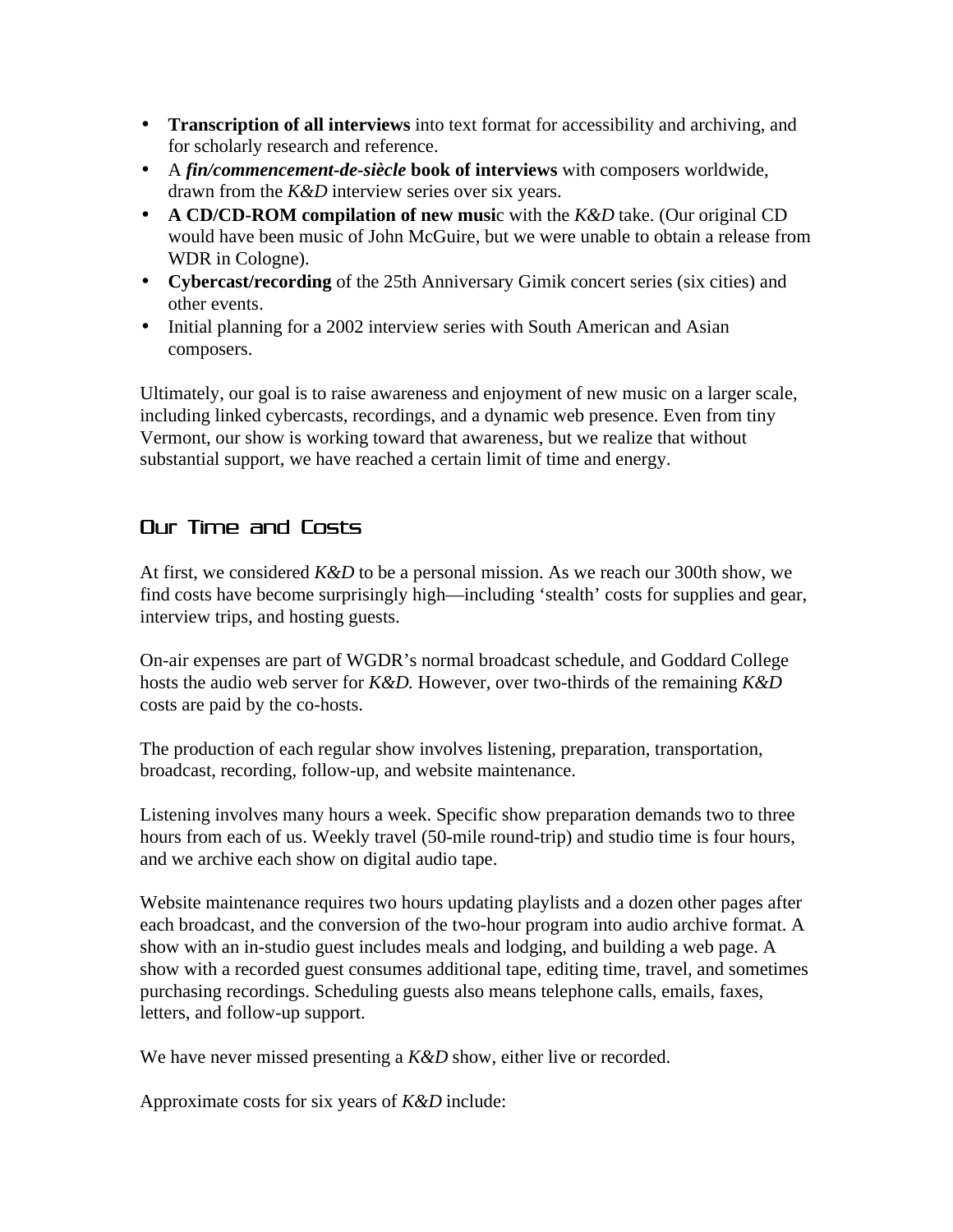- **Transcription of all interviews** into text format for accessibility and archiving, and for scholarly research and reference.
- A ***fin/commencement-de-siècle*** **book of interviews** with composers worldwide, drawn from the *K&D* interview series over six years.
- **A CD/CD-ROM compilation of new musi**c with the *K&D* take. (Our original CD would have been music of John McGuire, but we were unable to obtain a release from WDR in Cologne).
- **Cybercast/recording** of the 25th Anniversary Gimik concert series (six cities) and other events.
- Initial planning for a 2002 interview series with South American and Asian composers.

Ultimately, our goal is to raise awareness and enjoyment of new music on a larger scale, including linked cybercasts, recordings, and a dynamic web presence. Even from tiny Vermont, our show is working toward that awareness, but we realize that without substantial support, we have reached a certain limit of time and energy.

## Our Time and Costs

At first, we considered *K&D* to be a personal mission. As we reach our 300th show, we find costs have become surprisingly high—including 'stealth' costs for supplies and gear, interview trips, and hosting guests.

On-air expenses are part of WGDR's normal broadcast schedule, and Goddard College hosts the audio web server for *K&D.* However, over two-thirds of the remaining *K&D* costs are paid by the co-hosts.

The production of each regular show involves listening, preparation, transportation, broadcast, recording, follow-up, and website maintenance.

Listening involves many hours a week. Specific show preparation demands two to three hours from each of us. Weekly travel (50-mile round-trip) and studio time is four hours, and we archive each show on digital audio tape.

Website maintenance requires two hours updating playlists and a dozen other pages after each broadcast, and the conversion of the two-hour program into audio archive format. A show with an in-studio guest includes meals and lodging, and building a web page. A show with a recorded guest consumes additional tape, editing time, travel, and sometimes purchasing recordings. Scheduling guests also means telephone calls, emails, faxes, letters, and follow-up support.

We have never missed presenting a *K&D* show, either live or recorded.

Approximate costs for six years of *K&D* include: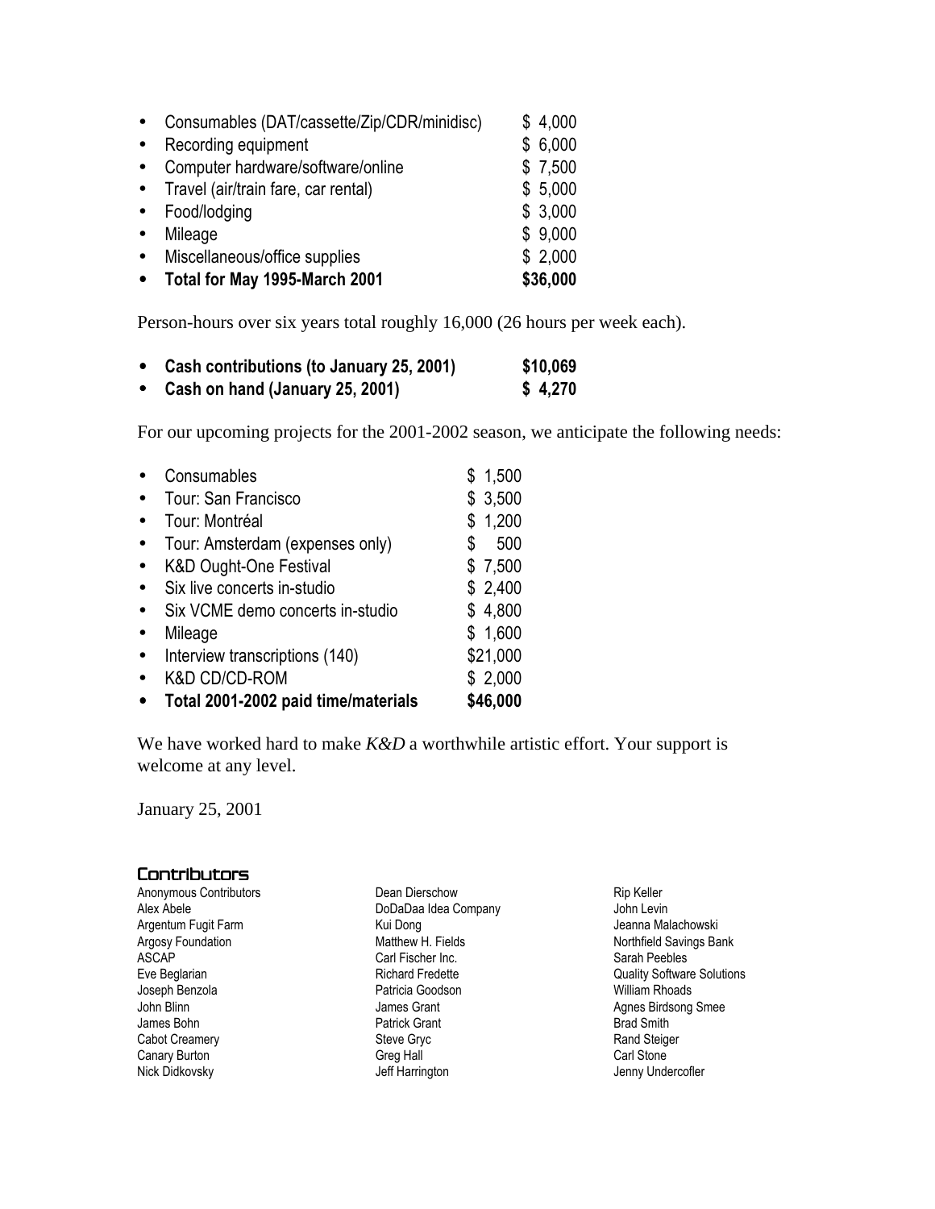- Consumables (DAT/cassette/Zip/CDR/minidisc) $ 4,000
- Recording equipment $ 6,000
- Computer hardware/software/online $ 7,500
- Travel (air/train fare, car rental) $ 5,000
- Food/lodging $ 3,000
- Mileage $ 9,000
- Miscellaneous/office supplies $ 2,000
- **Total for May 1995-March 2001 $36,000**

Person-hours over six years total roughly 16,000 (26 hours per week each).

- **Cash contributions (to January 25, 2001) $10,069**
- **Cash on hand (January 25, 2001) $ 4,270**

For our upcoming projects for the 2001-2002 season, we anticipate the following needs:

- Consumables $ 1,500
- Tour: San Francisco $ 3,500
- Tour: Montréal $ 1,200
- Tour: Amsterdam (expenses only) $ 500
- K&D Ought-One Festival $ 7,500
- Six live concerts in-studio $ 2,400
- Six VCME demo concerts in-studio $ 4,800
- Mileage $ 1,600
- Interview transcriptions (140) $21,000
- K&D CD/CD-ROM $ 2,000
- **Total 2001-2002 paid time/materials $46,000**

We have worked hard to make *K&D* a worthwhile artistic effort. Your support is welcome at any level.

January 25, 2001

## Contributors

Anonymous Contributors
Alex Abele
Argentum Fugit Farm
Argosy Foundation
ASCAP
Eve Beglarian
Joseph Benzola
John Blinn
James Bohn
Cabot Creamery
Canary Burton
Nick Didkovsky
Dean Dierschow
DoDaDaa Idea Company
Kui Dong
Matthew H. Fields
Carl Fischer Inc.
Richard Fredette
Patricia Goodson
James Grant
Patrick Grant
Steve Gryc
Greg Hall
Jeff Harrington
Rip Keller
John Levin
Jeanna Malachowski
Northfield Savings Bank
Sarah Peebles
Quality Software Solutions
William Rhoads
Agnes Birdsong Smee
Brad Smith
Rand Steiger
Carl Stone
Jenny Undercofler